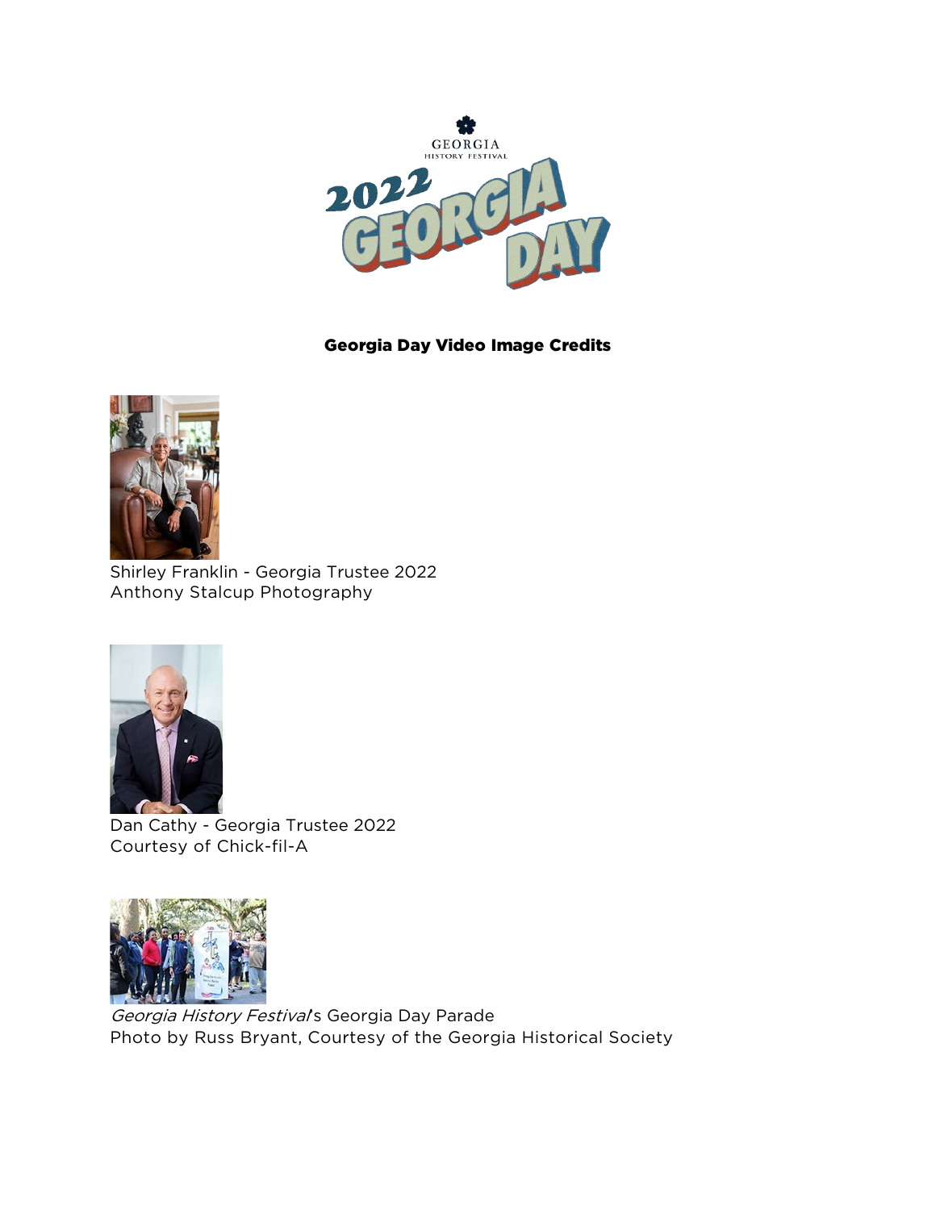## Georgia Day Video Image Credits

Shirley Franklin - Georgia Trustee 2022
Anthony Stalcup Photography

Dan Cathy - Georgia Trustee 2022
Courtesy of Chick-fil-A

*Georgia History Festival*'s Georgia Day Parade
Photo by Russ Bryant, Courtesy of the Georgia Historical Society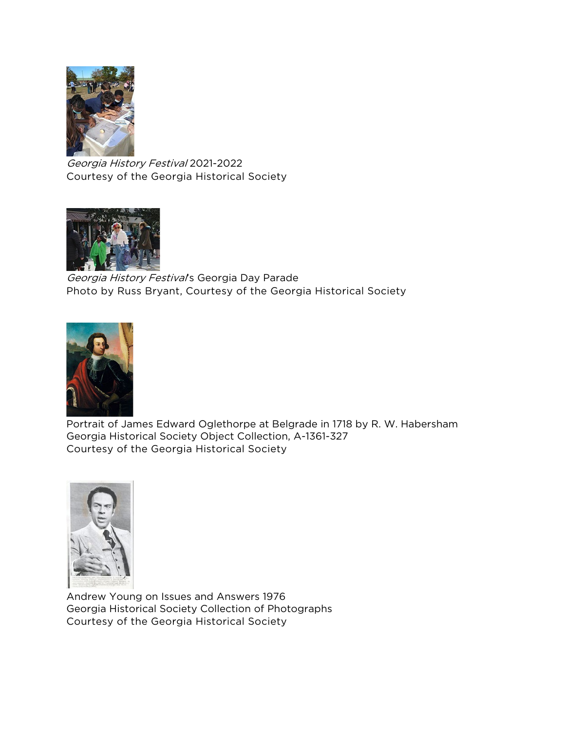*Georgia History Festival* 2021-2022
Courtesy of the Georgia Historical Society

*Georgia History Festival*'s Georgia Day Parade
Photo by Russ Bryant, Courtesy of the Georgia Historical Society

Portrait of James Edward Oglethorpe at Belgrade in 1718 by R. W. Habersham
Georgia Historical Society Object Collection, A-1361-327
Courtesy of the Georgia Historical Society

Andrew Young on Issues and Answers 1976
Georgia Historical Society Collection of Photographs
Courtesy of the Georgia Historical Society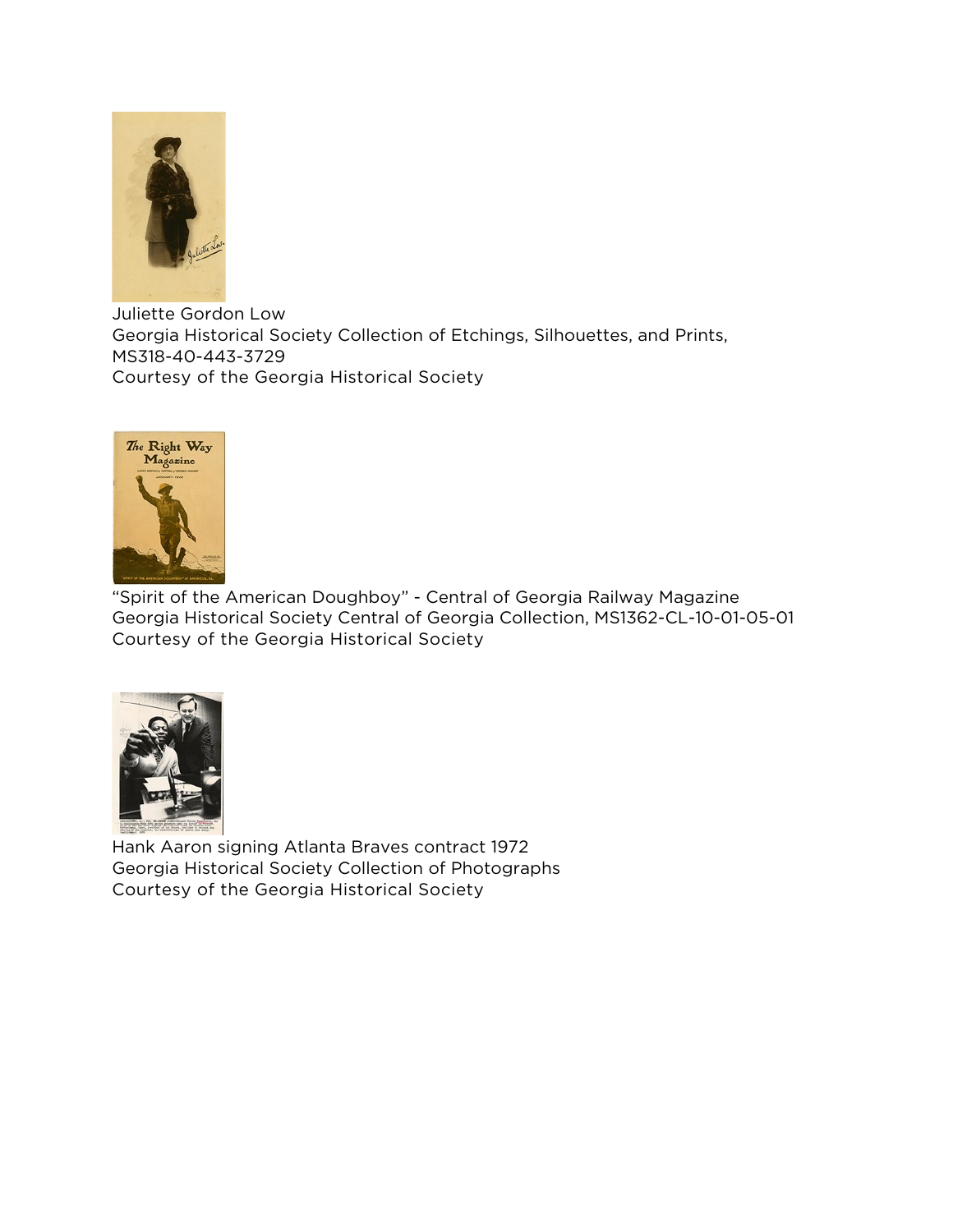Juliette Gordon Low
Georgia Historical Society Collection of Etchings, Silhouettes, and Prints, MS318-40-443-3729
Courtesy of the Georgia Historical Society

"Spirit of the American Doughboy" - Central of Georgia Railway Magazine
Georgia Historical Society Central of Georgia Collection, MS1362-CL-10-01-05-01
Courtesy of the Georgia Historical Society

Hank Aaron signing Atlanta Braves contract 1972
Georgia Historical Society Collection of Photographs
Courtesy of the Georgia Historical Society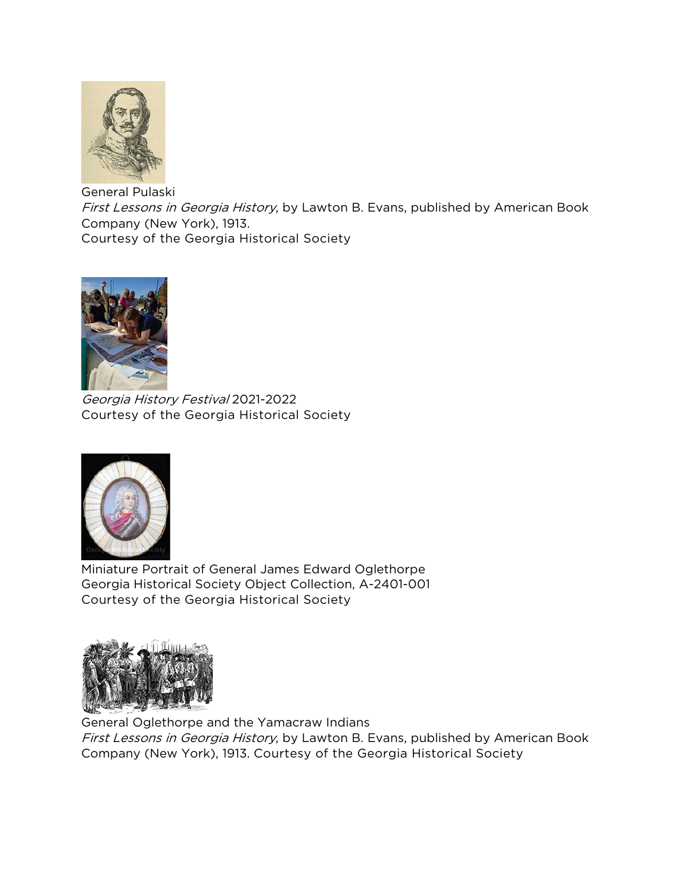General Pulaski
*First Lessons in Georgia History*, by Lawton B. Evans, published by American Book Company (New York), 1913.
Courtesy of the Georgia Historical Society

*Georgia History Festival* 2021-2022
Courtesy of the Georgia Historical Society

Miniature Portrait of General James Edward Oglethorpe
Georgia Historical Society Object Collection, A-2401-001
Courtesy of the Georgia Historical Society

General Oglethorpe and the Yamacraw Indians
*First Lessons in Georgia History*, by Lawton B. Evans, published by American Book Company (New York), 1913. Courtesy of the Georgia Historical Society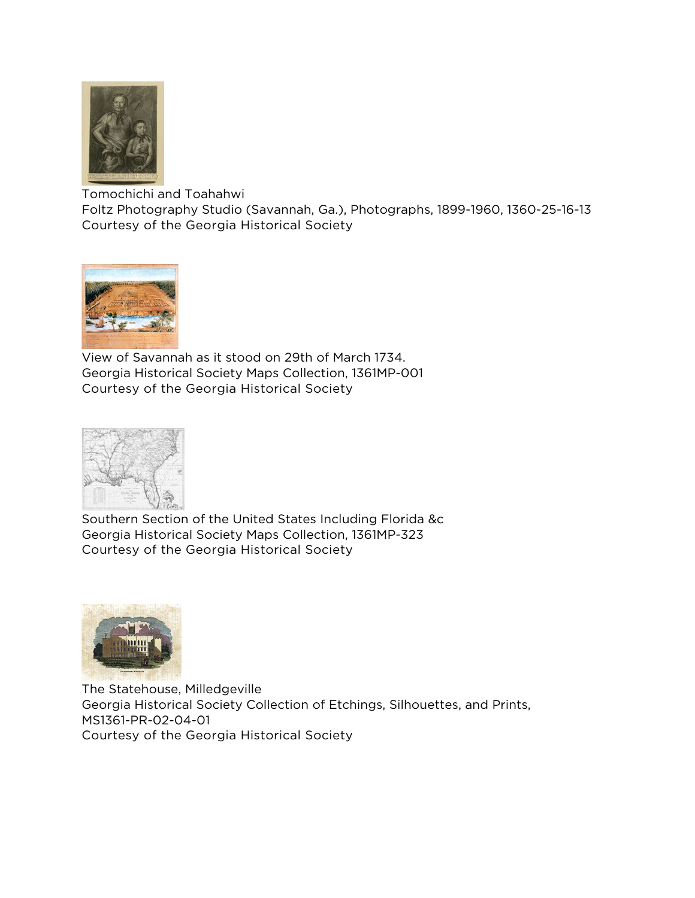Tomochichi and Toahahwi
Foltz Photography Studio (Savannah, Ga.), Photographs, 1899-1960, 1360-25-16-13
Courtesy of the Georgia Historical Society

View of Savannah as it stood on 29th of March 1734.
Georgia Historical Society Maps Collection, 1361MP-001
Courtesy of the Georgia Historical Society

Southern Section of the United States Including Florida &c
Georgia Historical Society Maps Collection, 1361MP-323
Courtesy of the Georgia Historical Society

The Statehouse, Milledgeville
Georgia Historical Society Collection of Etchings, Silhouettes, and Prints, MS1361-PR-02-04-01
Courtesy of the Georgia Historical Society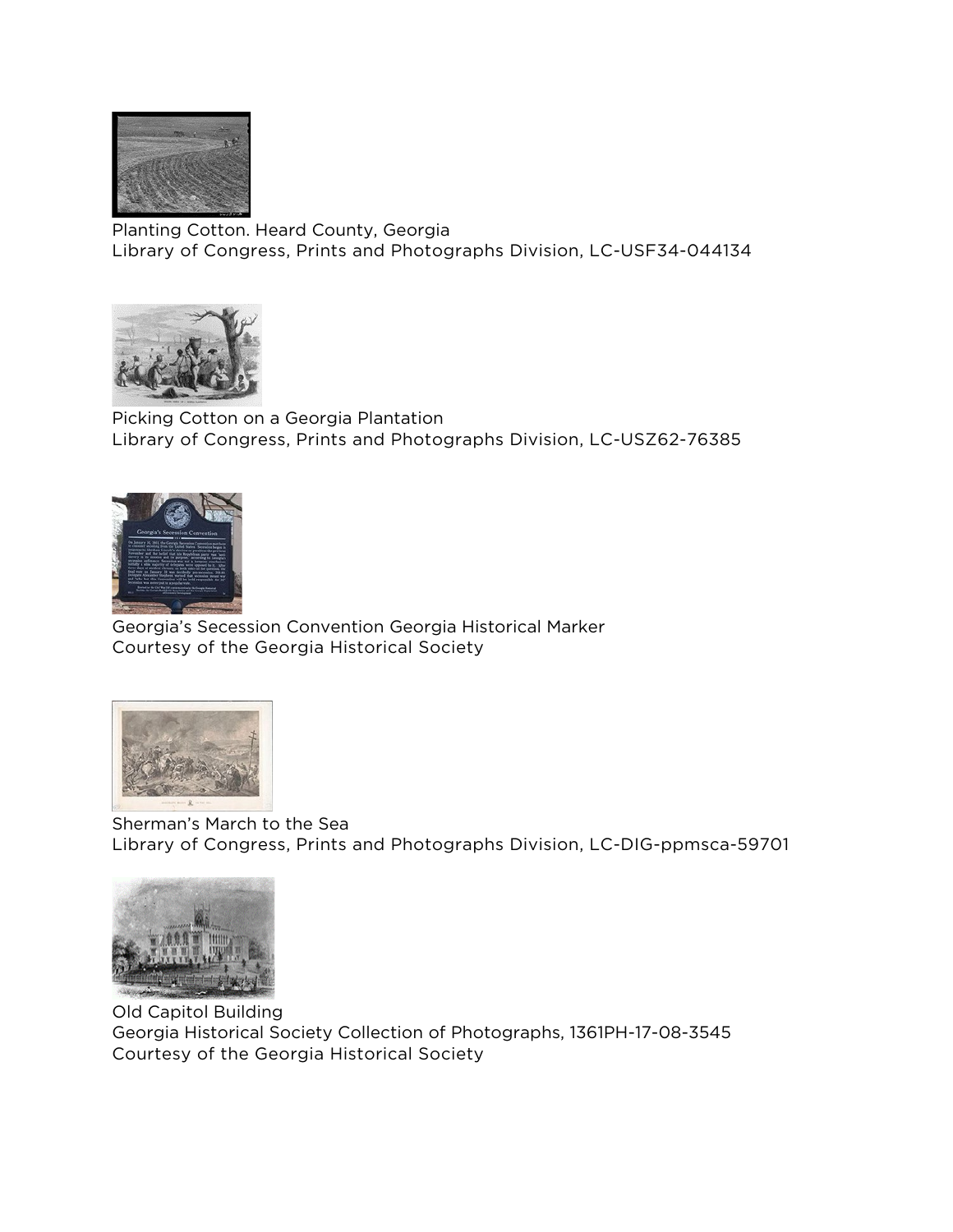Planting Cotton. Heard County, Georgia
Library of Congress, Prints and Photographs Division, LC-USF34-044134

Picking Cotton on a Georgia Plantation
Library of Congress, Prints and Photographs Division, LC-USZ62-76385

Georgia's Secession Convention Georgia Historical Marker
Courtesy of the Georgia Historical Society

Sherman's March to the Sea
Library of Congress, Prints and Photographs Division, LC-DIG-ppmsca-59701

Old Capitol Building
Georgia Historical Society Collection of Photographs, 1361PH-17-08-3545
Courtesy of the Georgia Historical Society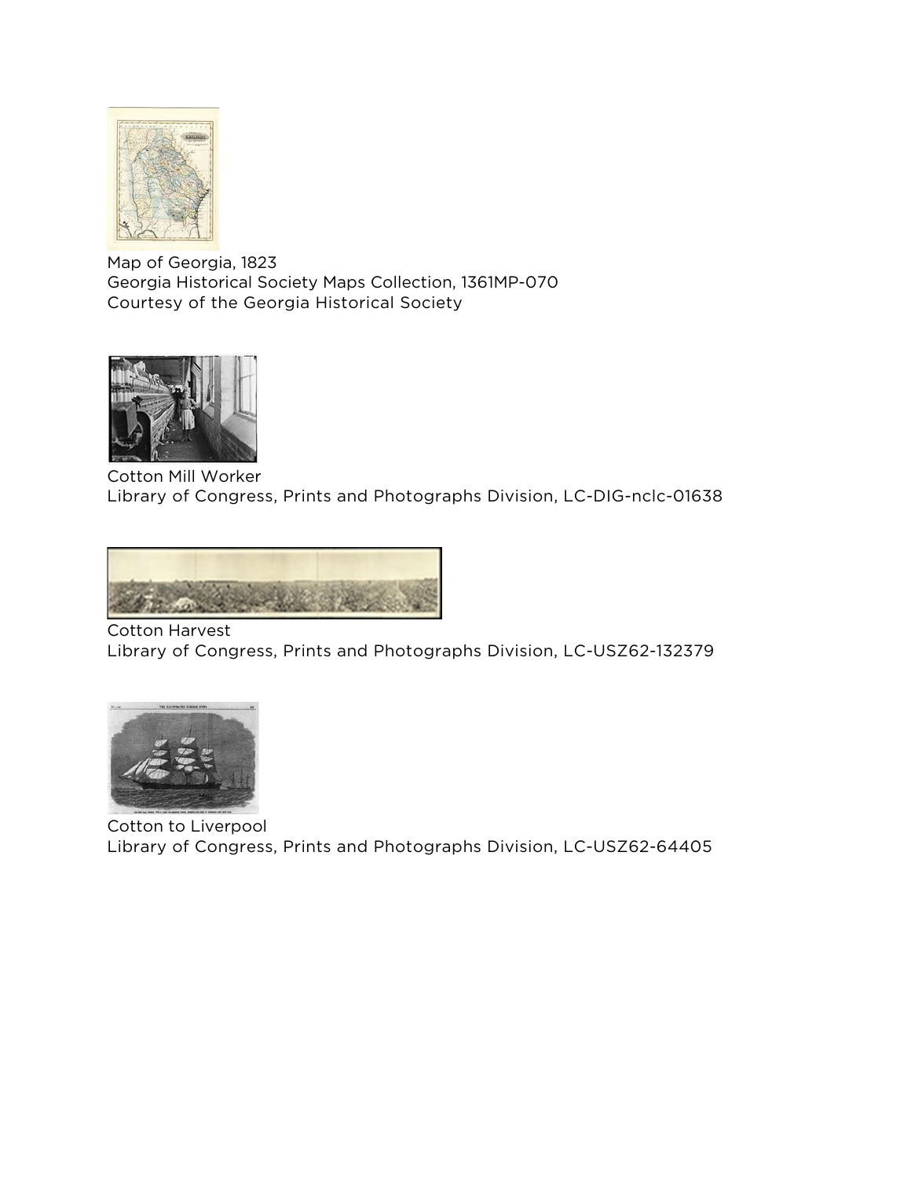Map of Georgia, 1823
Georgia Historical Society Maps Collection, 1361MP-070
Courtesy of the Georgia Historical Society

Cotton Mill Worker
Library of Congress, Prints and Photographs Division, LC-DIG-nclc-01638

Cotton Harvest
Library of Congress, Prints and Photographs Division, LC-USZ62-132379

Cotton to Liverpool
Library of Congress, Prints and Photographs Division, LC-USZ62-64405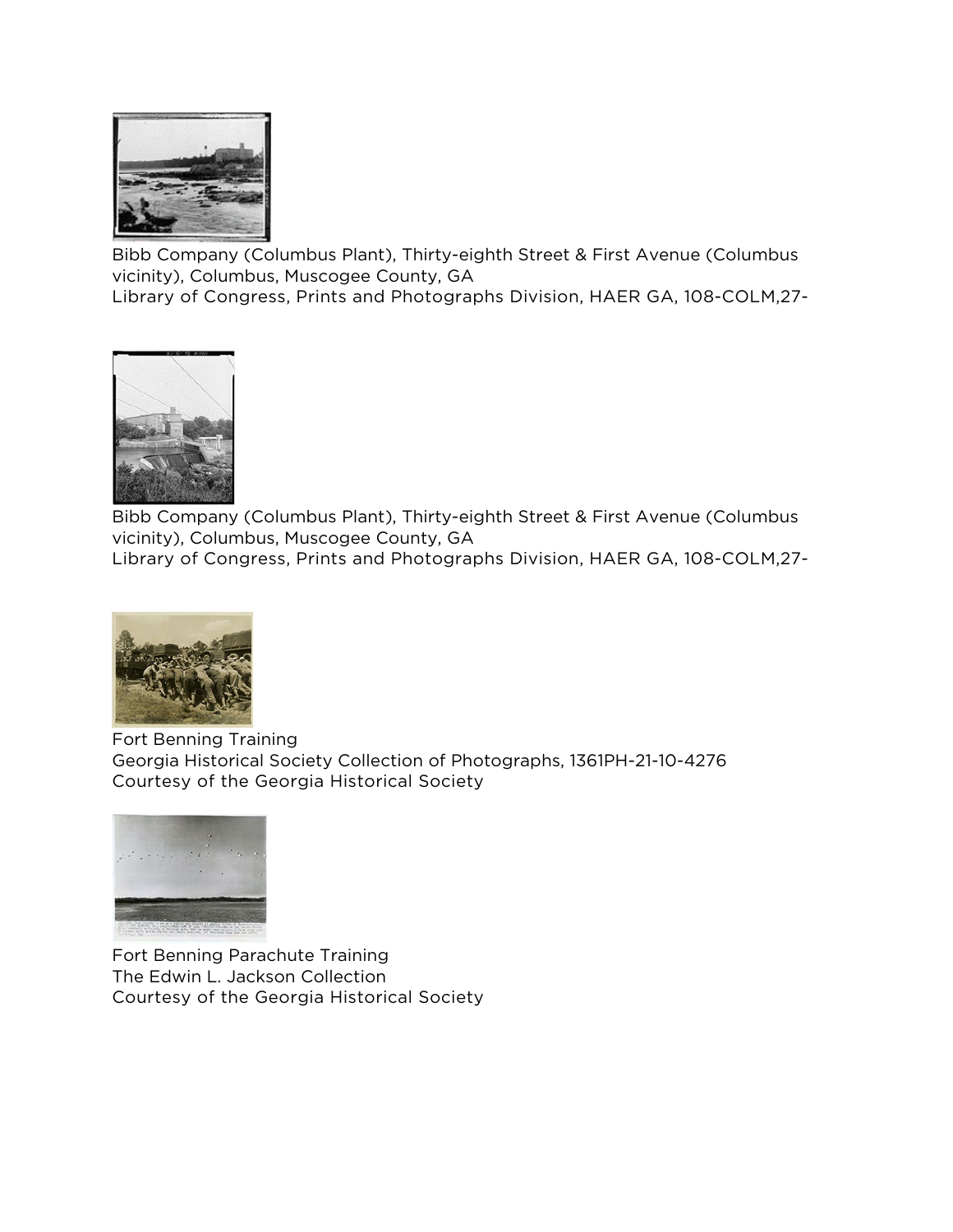Bibb Company (Columbus Plant), Thirty-eighth Street & First Avenue (Columbus vicinity), Columbus, Muscogee County, GA
Library of Congress, Prints and Photographs Division, HAER GA, 108-COLM,27-

Bibb Company (Columbus Plant), Thirty-eighth Street & First Avenue (Columbus vicinity), Columbus, Muscogee County, GA
Library of Congress, Prints and Photographs Division, HAER GA, 108-COLM,27-

Fort Benning Training
Georgia Historical Society Collection of Photographs, 1361PH-21-10-4276
Courtesy of the Georgia Historical Society

Fort Benning Parachute Training
The Edwin L. Jackson Collection
Courtesy of the Georgia Historical Society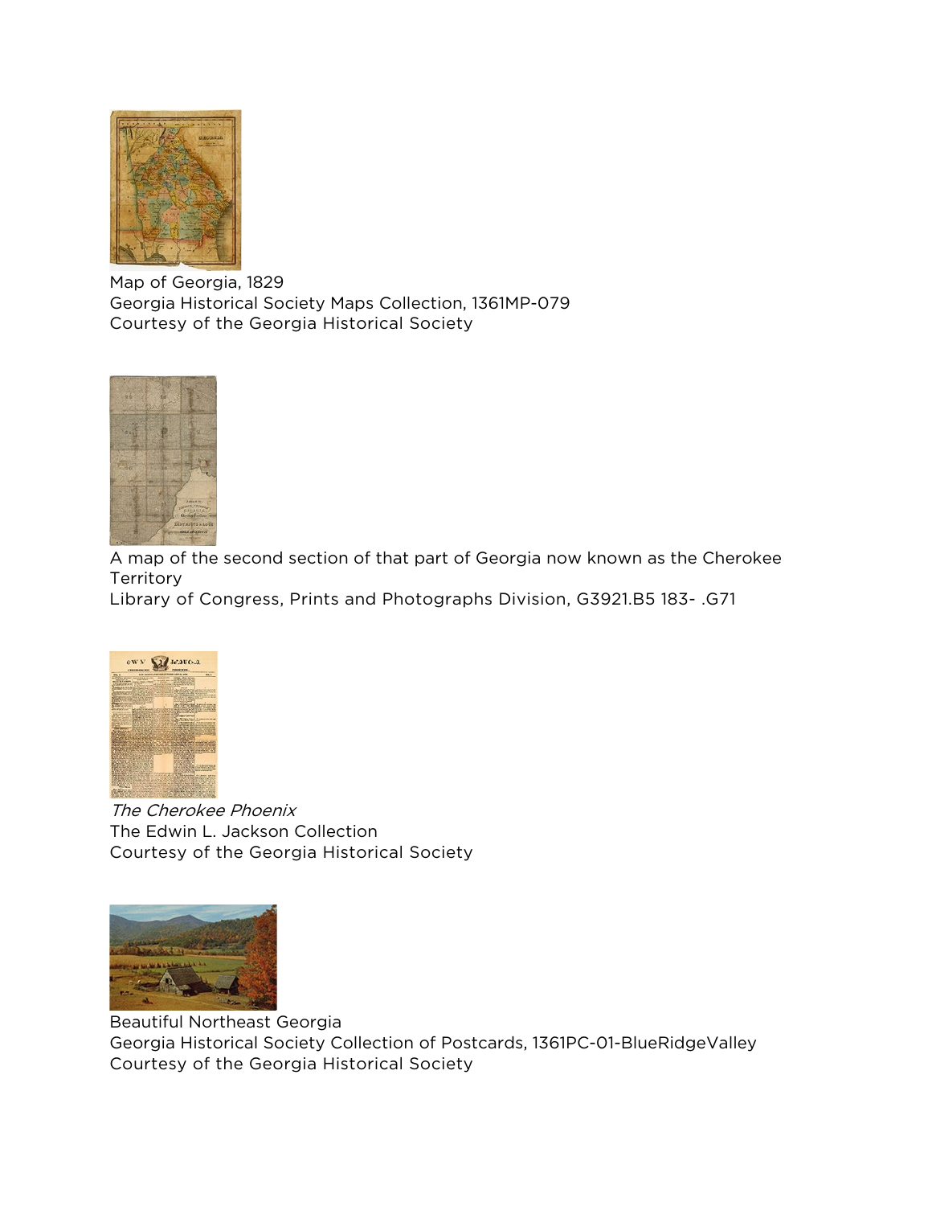Map of Georgia, 1829
Georgia Historical Society Maps Collection, 1361MP-079
Courtesy of the Georgia Historical Society

A map of the second section of that part of Georgia now known as the Cherokee Territory
Library of Congress, Prints and Photographs Division, G3921.B5 183- .G71

*The Cherokee Phoenix*
The Edwin L. Jackson Collection
Courtesy of the Georgia Historical Society

Beautiful Northeast Georgia
Georgia Historical Society Collection of Postcards, 1361PC-01-BlueRidgeValley
Courtesy of the Georgia Historical Society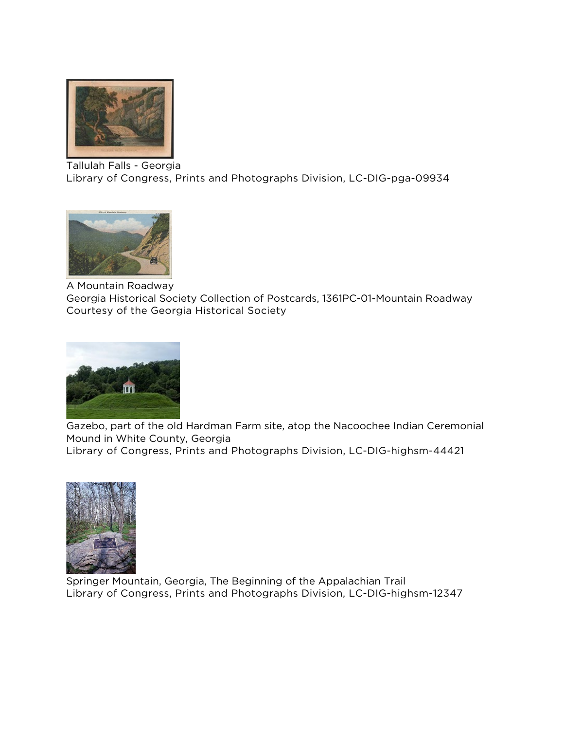Tallulah Falls - Georgia
Library of Congress, Prints and Photographs Division, LC-DIG-pga-09934

A Mountain Roadway
Georgia Historical Society Collection of Postcards, 1361PC-01-Mountain Roadway
Courtesy of the Georgia Historical Society

Gazebo, part of the old Hardman Farm site, atop the Nacoochee Indian Ceremonial Mound in White County, Georgia
Library of Congress, Prints and Photographs Division, LC-DIG-highsm-44421

Springer Mountain, Georgia, The Beginning of the Appalachian Trail
Library of Congress, Prints and Photographs Division, LC-DIG-highsm-12347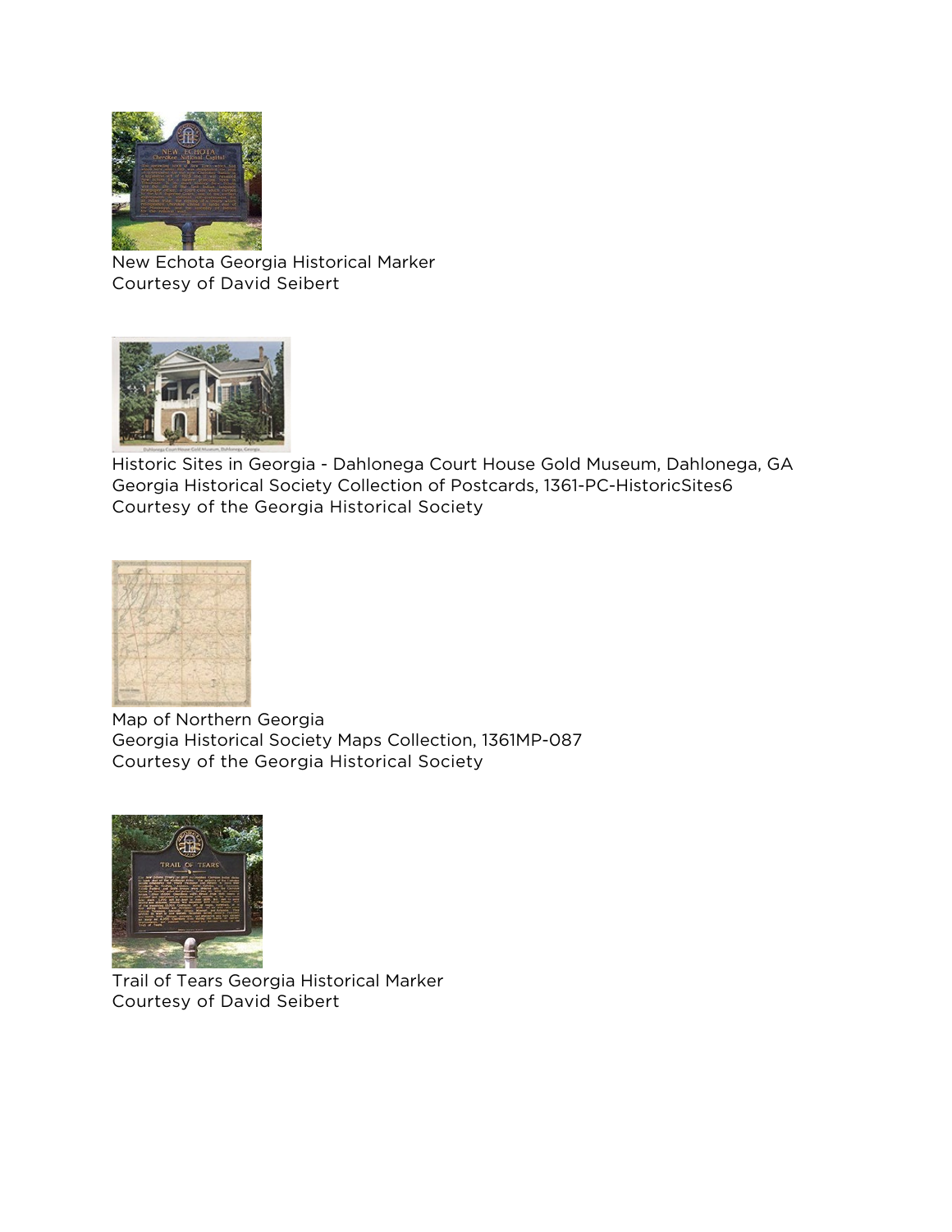New Echota Georgia Historical Marker
Courtesy of David Seibert

Historic Sites in Georgia - Dahlonega Court House Gold Museum, Dahlonega, GA
Georgia Historical Society Collection of Postcards, 1361-PC-HistoricSites6
Courtesy of the Georgia Historical Society

Map of Northern Georgia
Georgia Historical Society Maps Collection, 1361MP-087
Courtesy of the Georgia Historical Society

Trail of Tears Georgia Historical Marker
Courtesy of David Seibert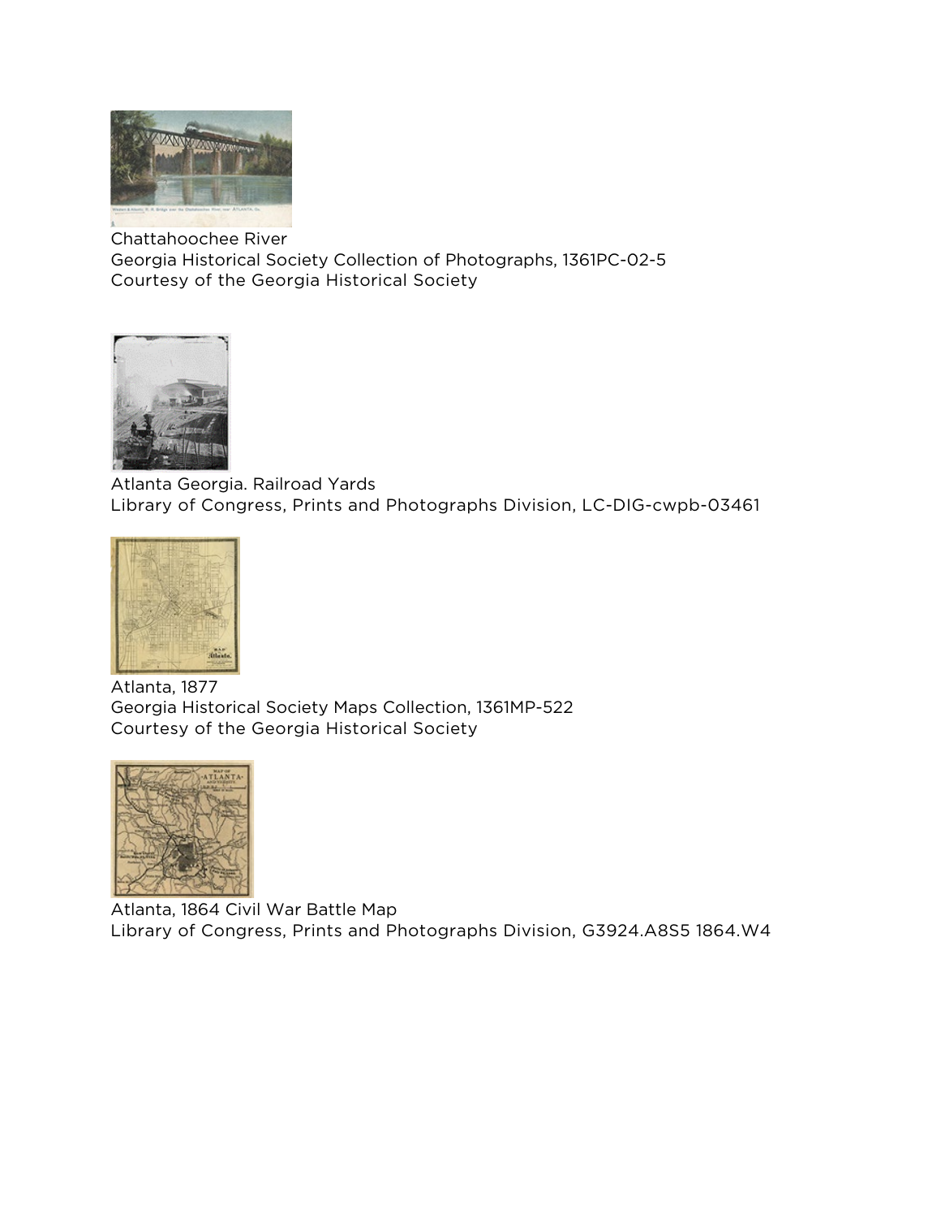Chattahoochee River
Georgia Historical Society Collection of Photographs, 1361PC-02-5
Courtesy of the Georgia Historical Society

Atlanta Georgia. Railroad Yards
Library of Congress, Prints and Photographs Division, LC-DIG-cwpb-03461

Atlanta, 1877
Georgia Historical Society Maps Collection, 1361MP-522
Courtesy of the Georgia Historical Society

Atlanta, 1864 Civil War Battle Map
Library of Congress, Prints and Photographs Division, G3924.A8S5 1864.W4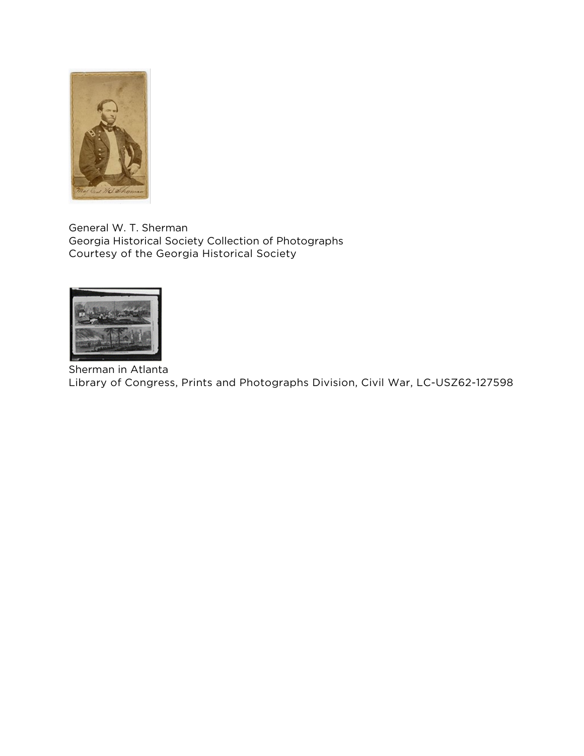General W. T. Sherman
Georgia Historical Society Collection of Photographs
Courtesy of the Georgia Historical Society

Sherman in Atlanta
Library of Congress, Prints and Photographs Division, Civil War, LC-USZ62-127598